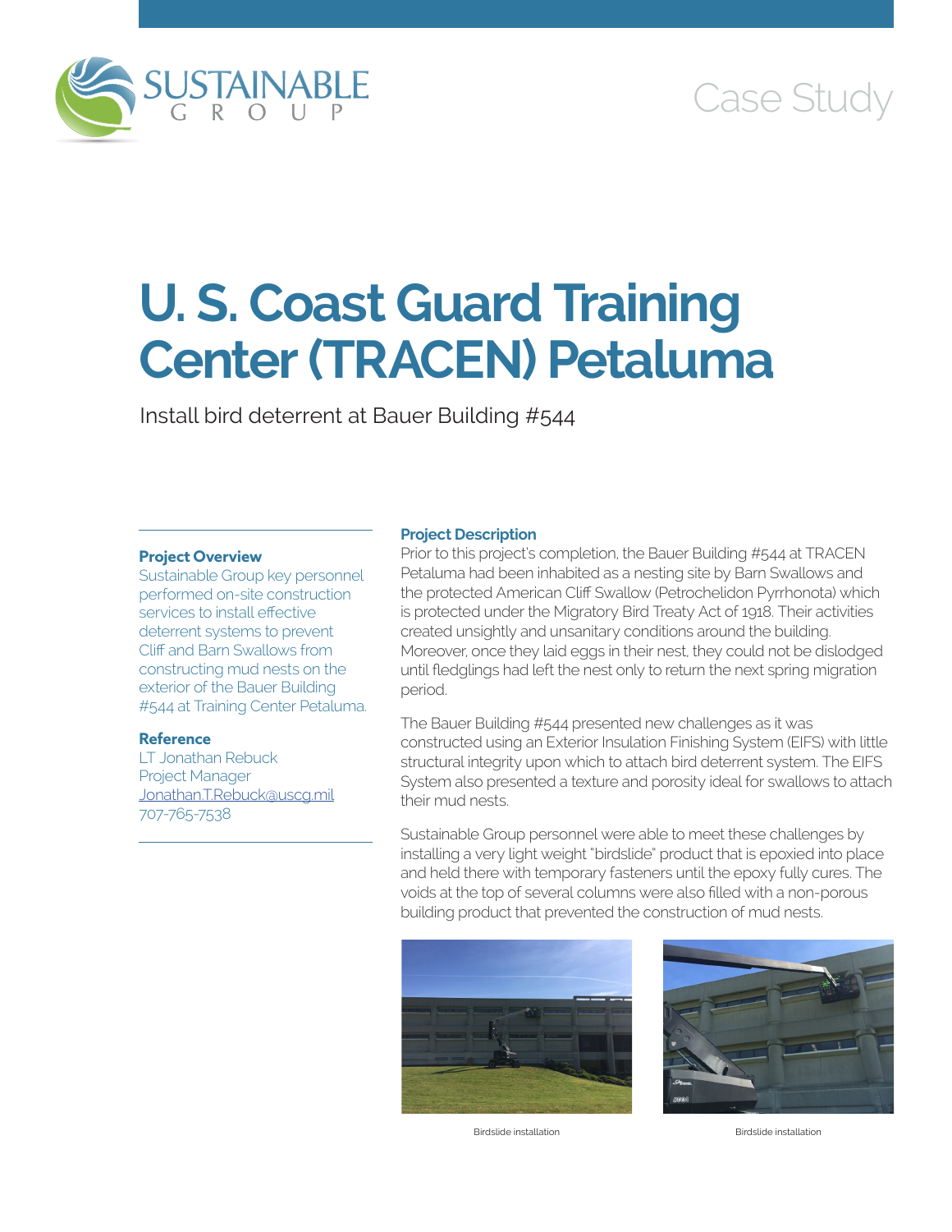SUSTAINABLE GROUP

Case Study

# U. S. Coast Guard Training Center (TRACEN) Petaluma

Install bird deterrent at Bauer Building #544

### Project Overview

Sustainable Group key personnel performed on-site construction services to install effective deterrent systems to prevent Cliff and Barn Swallows from constructing mud nests on the exterior of the Bauer Building #544 at Training Center Petaluma.

### Reference

LT Jonathan Rebuck
Project Manager
Jonathan.T.Rebuck@uscg.mil
707-765-7538

### Project Description

Prior to this project's completion, the Bauer Building #544 at TRACEN Petaluma had been inhabited as a nesting site by Barn Swallows and the protected American Cliff Swallow (Petrochelidon Pyrrhonota) which is protected under the Migratory Bird Treaty Act of 1918. Their activities created unsightly and unsanitary conditions around the building. Moreover, once they laid eggs in their nest, they could not be dislodged until fledglings had left the nest only to return the next spring migration period.

The Bauer Building #544 presented new challenges as it was constructed using an Exterior Insulation Finishing System (EIFS) with little structural integrity upon which to attach bird deterrent system. The EIFS System also presented a texture and porosity ideal for swallows to attach their mud nests.

Sustainable Group personnel were able to meet these challenges by installing a very light weight "birdslide" product that is epoxied into place and held there with temporary fasteners until the epoxy fully cures. The voids at the top of several columns were also filled with a non-porous building product that prevented the construction of mud nests.

Birdslide installation

Birdslide installation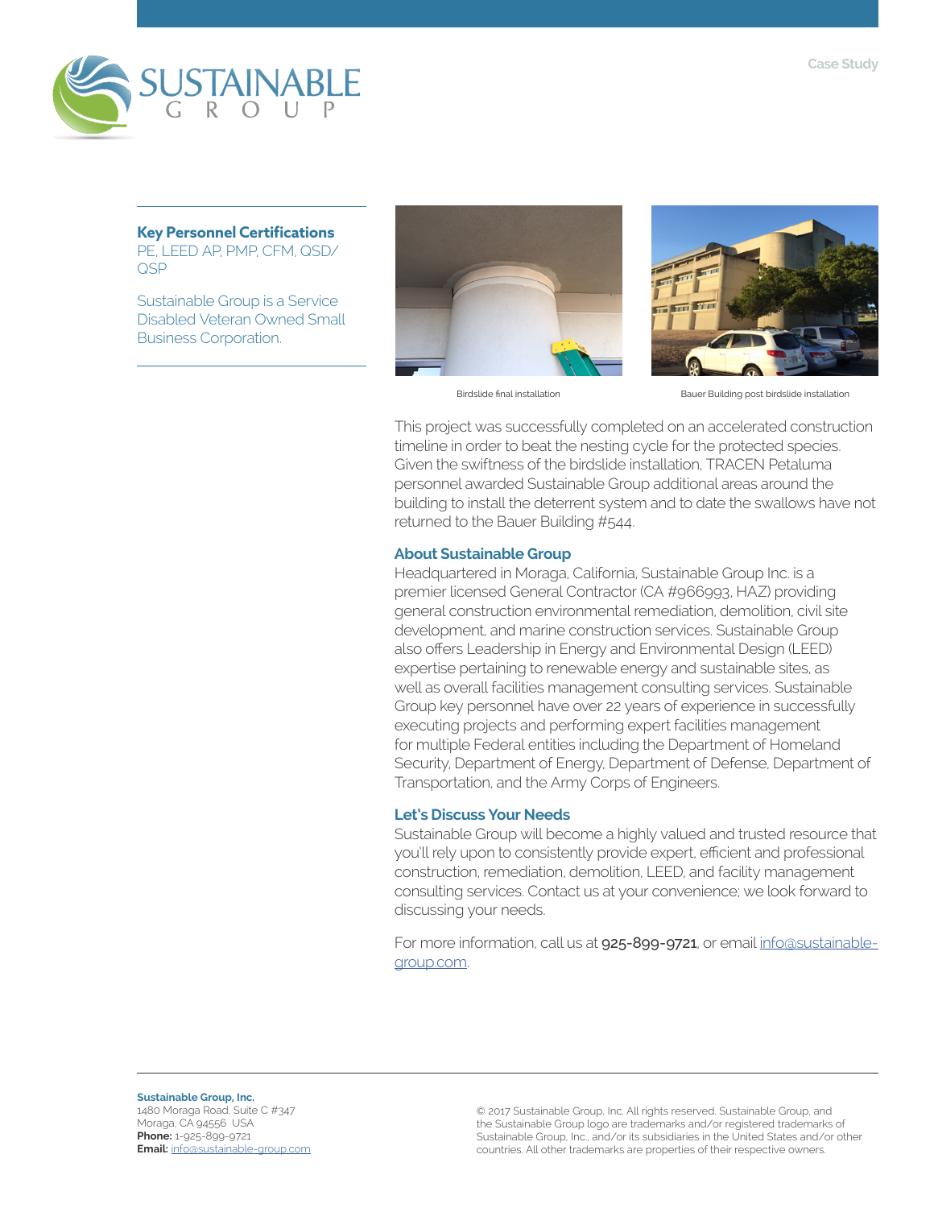**Key Personnel Certifications**
PE, LEED AP, PMP, CFM, QSD/QSP

Sustainable Group is a Service Disabled Veteran Owned Small Business Corporation.

Birdslide final installation

Bauer Building post birdslide installation

This project was successfully completed on an accelerated construction timeline in order to beat the nesting cycle for the protected species. Given the swiftness of the birdslide installation, TRACEN Petaluma personnel awarded Sustainable Group additional areas around the building to install the deterrent system and to date the swallows have not returned to the Bauer Building #544.

### About Sustainable Group

Headquartered in Moraga, California, Sustainable Group Inc. is a premier licensed General Contractor (CA #966993, HAZ) providing general construction environmental remediation, demolition, civil site development, and marine construction services. Sustainable Group also offers Leadership in Energy and Environmental Design (LEED) expertise pertaining to renewable energy and sustainable sites, as well as overall facilities management consulting services. Sustainable Group key personnel have over 22 years of experience in successfully executing projects and performing expert facilities management for multiple Federal entities including the Department of Homeland Security, Department of Energy, Department of Defense, Department of Transportation, and the Army Corps of Engineers.

### Let's Discuss Your Needs

Sustainable Group will become a highly valued and trusted resource that you'll rely upon to consistently provide expert, efficient and professional construction, remediation, demolition, LEED, and facility management consulting services. Contact us at your convenience; we look forward to discussing your needs.

For more information, call us at 925-899-9721, or email info@sustainable-group.com.

**Sustainable Group, Inc.**
1480 Moraga Road, Suite C #347
Moraga, CA 94556 USA
**Phone:** 1-925-899-9721
**Email:** info@sustainable-group.com

© 2017 Sustainable Group, Inc. All rights reserved. Sustainable Group, and the Sustainable Group logo are trademarks and/or registered trademarks of Sustainable Group, Inc., and/or its subsidiaries in the United States and/or other countries. All other trademarks are properties of their respective owners.